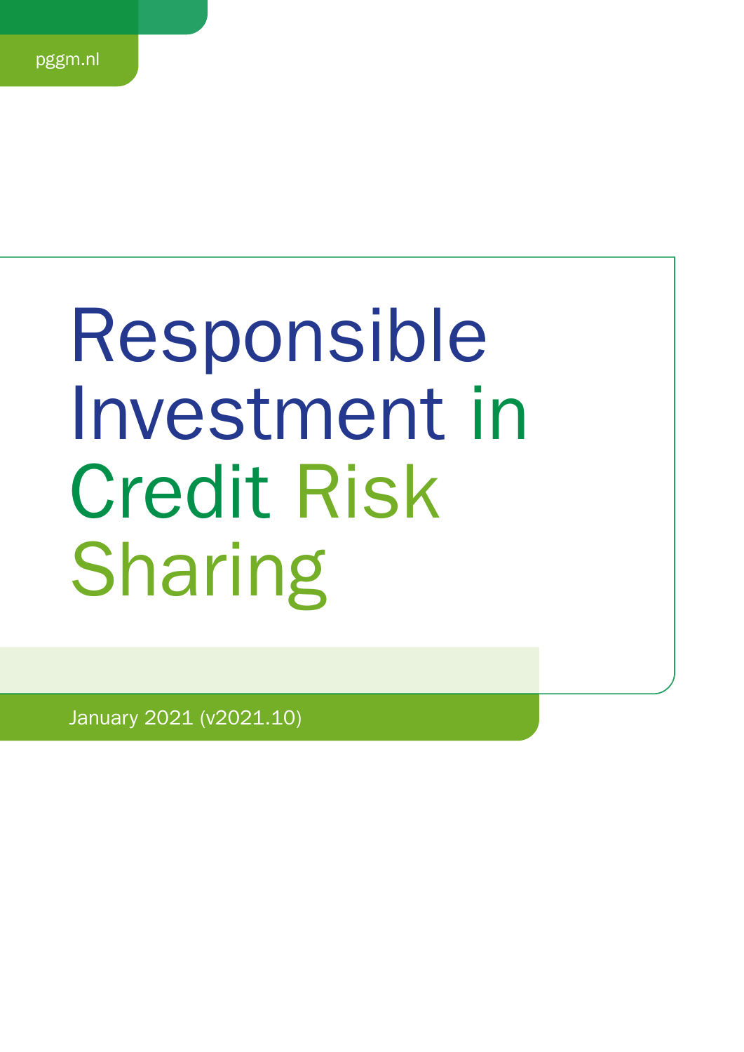pggm.nl

# Responsible Investment in Credit Risk Sharing

January 2021 (v2021.10)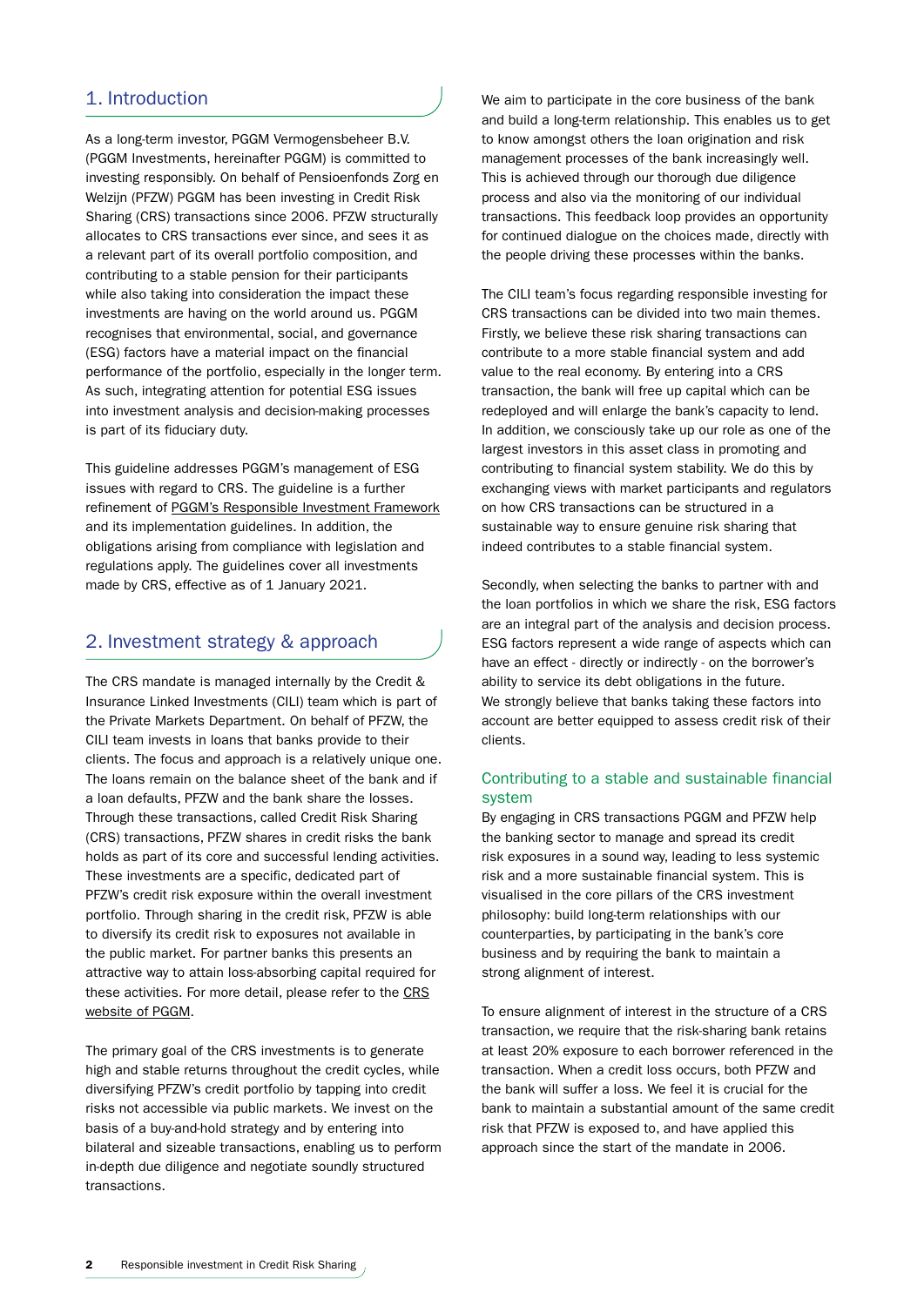## 1. Introduction

As a long-term investor, PGGM Vermogensbeheer B.V. (PGGM Investments, hereinafter PGGM) is committed to investing responsibly. On behalf of Pensioenfonds Zorg en Welzijn (PFZW) PGGM has been investing in Credit Risk Sharing (CRS) transactions since 2006. PFZW structurally allocates to CRS transactions ever since, and sees it as a relevant part of its overall portfolio composition, and contributing to a stable pension for their participants while also taking into consideration the impact these investments are having on the world around us. PGGM recognises that environmental, social, and governance (ESG) factors have a material impact on the financial performance of the portfolio, especially in the longer term. As such, integrating attention for potential ESG issues into investment analysis and decision-making processes is part of its fiduciary duty.

This guideline addresses PGGM's management of ESG issues with regard to CRS. The guideline is a further refinement of PGGM's Responsible Investment Framework and its implementation guidelines. In addition, the obligations arising from compliance with legislation and regulations apply. The guidelines cover all investments made by CRS, effective as of 1 January 2021.

## 2. Investment strategy & approach

The CRS mandate is managed internally by the Credit & Insurance Linked Investments (CILI) team which is part of the Private Markets Department. On behalf of PFZW, the CILI team invests in loans that banks provide to their clients. The focus and approach is a relatively unique one. The loans remain on the balance sheet of the bank and if a loan defaults, PFZW and the bank share the losses. Through these transactions, called Credit Risk Sharing (CRS) transactions, PFZW shares in credit risks the bank holds as part of its core and successful lending activities. These investments are a specific, dedicated part of PFZW's credit risk exposure within the overall investment portfolio. Through sharing in the credit risk, PFZW is able to diversify its credit risk to exposures not available in the public market. For partner banks this presents an attractive way to attain loss-absorbing capital required for these activities. For more detail, please refer to the CRS website of PGGM.

The primary goal of the CRS investments is to generate high and stable returns throughout the credit cycles, while diversifying PFZW's credit portfolio by tapping into credit risks not accessible via public markets. We invest on the basis of a buy-and-hold strategy and by entering into bilateral and sizeable transactions, enabling us to perform in-depth due diligence and negotiate soundly structured transactions.

We aim to participate in the core business of the bank and build a long-term relationship. This enables us to get to know amongst others the loan origination and risk management processes of the bank increasingly well. This is achieved through our thorough due diligence process and also via the monitoring of our individual transactions. This feedback loop provides an opportunity for continued dialogue on the choices made, directly with the people driving these processes within the banks.

The CILI team's focus regarding responsible investing for CRS transactions can be divided into two main themes. Firstly, we believe these risk sharing transactions can contribute to a more stable financial system and add value to the real economy. By entering into a CRS transaction, the bank will free up capital which can be redeployed and will enlarge the bank's capacity to lend. In addition, we consciously take up our role as one of the largest investors in this asset class in promoting and contributing to financial system stability. We do this by exchanging views with market participants and regulators on how CRS transactions can be structured in a sustainable way to ensure genuine risk sharing that indeed contributes to a stable financial system.

Secondly, when selecting the banks to partner with and the loan portfolios in which we share the risk, ESG factors are an integral part of the analysis and decision process. ESG factors represent a wide range of aspects which can have an effect - directly or indirectly - on the borrower's ability to service its debt obligations in the future. We strongly believe that banks taking these factors into account are better equipped to assess credit risk of their clients.

### Contributing to a stable and sustainable financial system

By engaging in CRS transactions PGGM and PFZW help the banking sector to manage and spread its credit risk exposures in a sound way, leading to less systemic risk and a more sustainable financial system. This is visualised in the core pillars of the CRS investment philosophy: build long-term relationships with our counterparties, by participating in the bank's core business and by requiring the bank to maintain a strong alignment of interest.

To ensure alignment of interest in the structure of a CRS transaction, we require that the risk-sharing bank retains at least 20% exposure to each borrower referenced in the transaction. When a credit loss occurs, both PFZW and the bank will suffer a loss. We feel it is crucial for the bank to maintain a substantial amount of the same credit risk that PFZW is exposed to, and have applied this approach since the start of the mandate in 2006.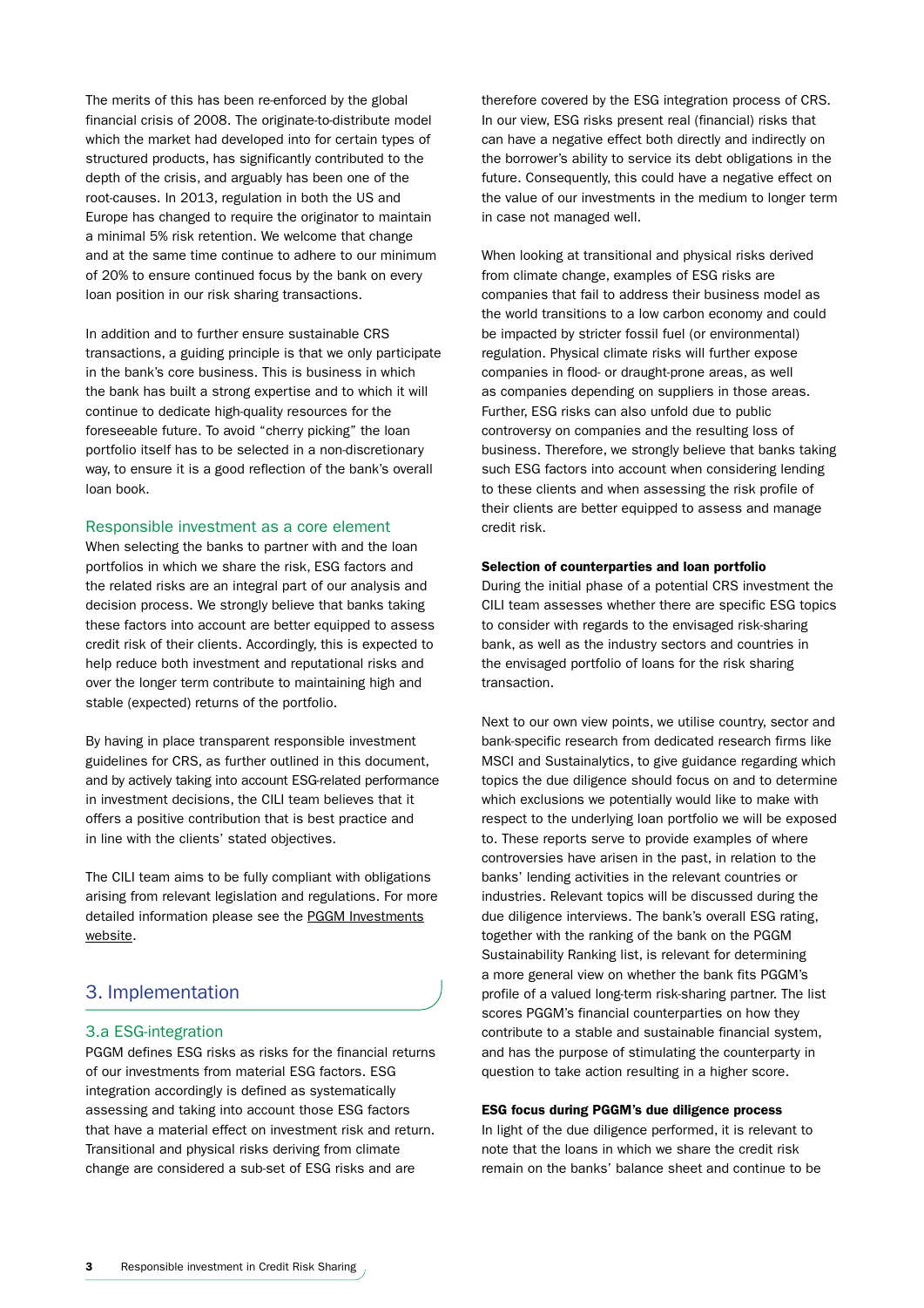The merits of this has been re-enforced by the global financial crisis of 2008. The originate-to-distribute model which the market had developed into for certain types of structured products, has significantly contributed to the depth of the crisis, and arguably has been one of the root-causes. In 2013, regulation in both the US and Europe has changed to require the originator to maintain a minimal 5% risk retention. We welcome that change and at the same time continue to adhere to our minimum of 20% to ensure continued focus by the bank on every loan position in our risk sharing transactions.

In addition and to further ensure sustainable CRS transactions, a guiding principle is that we only participate in the bank's core business. This is business in which the bank has built a strong expertise and to which it will continue to dedicate high-quality resources for the foreseeable future. To avoid "cherry picking" the loan portfolio itself has to be selected in a non-discretionary way, to ensure it is a good reflection of the bank's overall loan book.

### Responsible investment as a core element

When selecting the banks to partner with and the loan portfolios in which we share the risk, ESG factors and the related risks are an integral part of our analysis and decision process. We strongly believe that banks taking these factors into account are better equipped to assess credit risk of their clients. Accordingly, this is expected to help reduce both investment and reputational risks and over the longer term contribute to maintaining high and stable (expected) returns of the portfolio.

By having in place transparent responsible investment guidelines for CRS, as further outlined in this document, and by actively taking into account ESG-related performance in investment decisions, the CILI team believes that it offers a positive contribution that is best practice and in line with the clients' stated objectives.

The CILI team aims to be fully compliant with obligations arising from relevant legislation and regulations. For more detailed information please see the PGGM Investments website.

## 3. Implementation

### 3.a ESG-integration

PGGM defines ESG risks as risks for the financial returns of our investments from material ESG factors. ESG integration accordingly is defined as systematically assessing and taking into account those ESG factors that have a material effect on investment risk and return. Transitional and physical risks deriving from climate change are considered a sub-set of ESG risks and are therefore covered by the ESG integration process of CRS. In our view, ESG risks present real (financial) risks that can have a negative effect both directly and indirectly on the borrower's ability to service its debt obligations in the future. Consequently, this could have a negative effect on the value of our investments in the medium to longer term in case not managed well.

When looking at transitional and physical risks derived from climate change, examples of ESG risks are companies that fail to address their business model as the world transitions to a low carbon economy and could be impacted by stricter fossil fuel (or environmental) regulation. Physical climate risks will further expose companies in flood- or draught-prone areas, as well as companies depending on suppliers in those areas. Further, ESG risks can also unfold due to public controversy on companies and the resulting loss of business. Therefore, we strongly believe that banks taking such ESG factors into account when considering lending to these clients and when assessing the risk profile of their clients are better equipped to assess and manage credit risk.

**Selection of counterparties and loan portfolio**

During the initial phase of a potential CRS investment the CILI team assesses whether there are specific ESG topics to consider with regards to the envisaged risk-sharing bank, as well as the industry sectors and countries in the envisaged portfolio of loans for the risk sharing transaction.

Next to our own view points, we utilise country, sector and bank-specific research from dedicated research firms like MSCI and Sustainalytics, to give guidance regarding which topics the due diligence should focus on and to determine which exclusions we potentially would like to make with respect to the underlying loan portfolio we will be exposed to. These reports serve to provide examples of where controversies have arisen in the past, in relation to the banks' lending activities in the relevant countries or industries. Relevant topics will be discussed during the due diligence interviews. The bank's overall ESG rating, together with the ranking of the bank on the PGGM Sustainability Ranking list, is relevant for determining a more general view on whether the bank fits PGGM's profile of a valued long-term risk-sharing partner. The list scores PGGM's financial counterparties on how they contribute to a stable and sustainable financial system, and has the purpose of stimulating the counterparty in question to take action resulting in a higher score.

**ESG focus during PGGM's due diligence process**

In light of the due diligence performed, it is relevant to note that the loans in which we share the credit risk remain on the banks' balance sheet and continue to be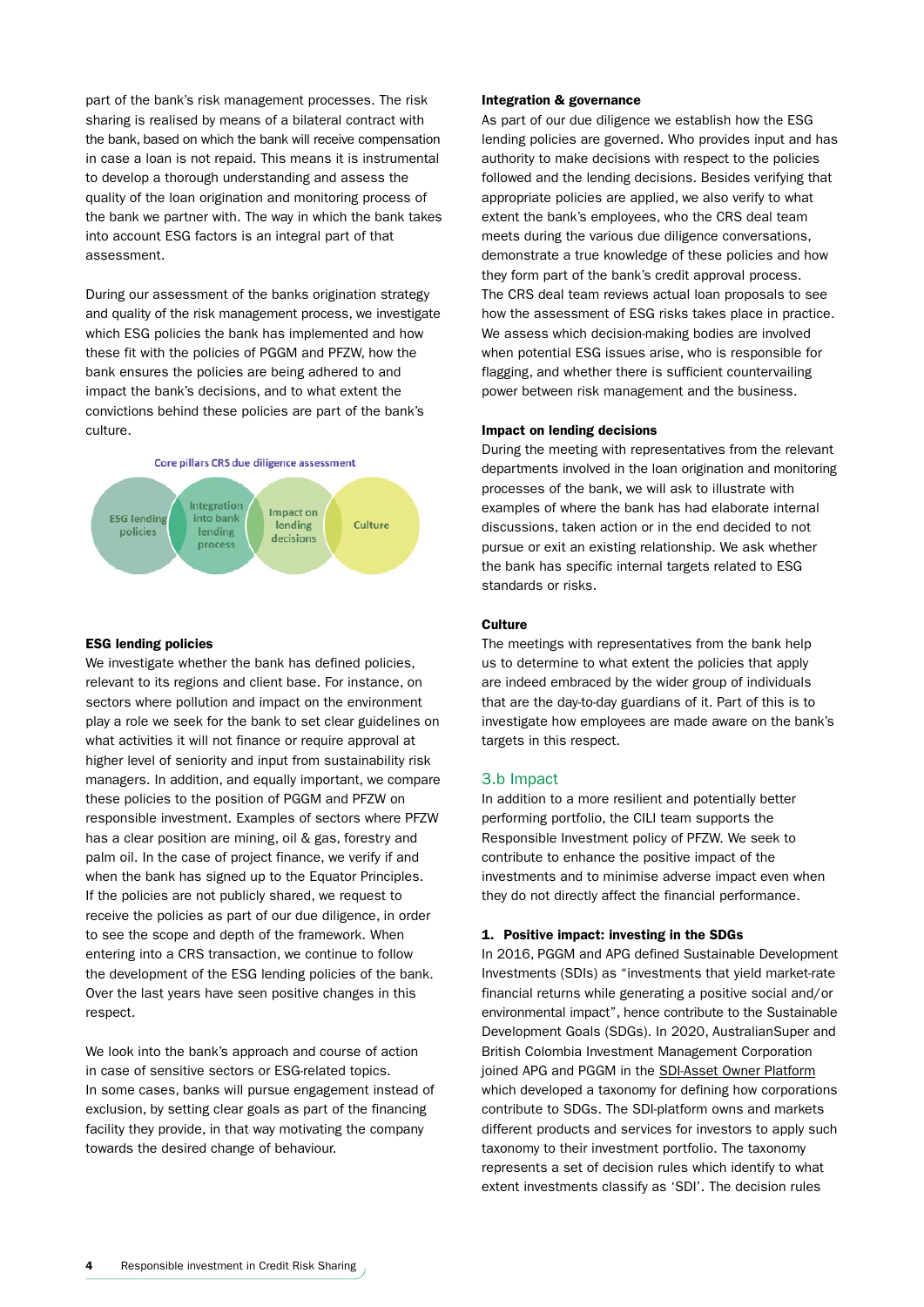part of the bank's risk management processes. The risk sharing is realised by means of a bilateral contract with the bank, based on which the bank will receive compensation in case a loan is not repaid. This means it is instrumental to develop a thorough understanding and assess the quality of the loan origination and monitoring process of the bank we partner with. The way in which the bank takes into account ESG factors is an integral part of that assessment.

During our assessment of the banks origination strategy and quality of the risk management process, we investigate which ESG policies the bank has implemented and how these fit with the policies of PGGM and PFZW, how the bank ensures the policies are being adhered to and impact the bank's decisions, and to what extent the convictions behind these policies are part of the bank's culture.

Core pillars CRS due diligence assessment

ESG lending policies | Integration into bank lending process | Impact on lending decisions | Culture

**ESG lending policies**

We investigate whether the bank has defined policies, relevant to its regions and client base. For instance, on sectors where pollution and impact on the environment play a role we seek for the bank to set clear guidelines on what activities it will not finance or require approval at higher level of seniority and input from sustainability risk managers. In addition, and equally important, we compare these policies to the position of PGGM and PFZW on responsible investment. Examples of sectors where PFZW has a clear position are mining, oil & gas, forestry and palm oil. In the case of project finance, we verify if and when the bank has signed up to the Equator Principles. If the policies are not publicly shared, we request to receive the policies as part of our due diligence, in order to see the scope and depth of the framework. When entering into a CRS transaction, we continue to follow the development of the ESG lending policies of the bank. Over the last years have seen positive changes in this respect.

We look into the bank's approach and course of action in case of sensitive sectors or ESG-related topics. In some cases, banks will pursue engagement instead of exclusion, by setting clear goals as part of the financing facility they provide, in that way motivating the company towards the desired change of behaviour.

**Integration & governance**

As part of our due diligence we establish how the ESG lending policies are governed. Who provides input and has authority to make decisions with respect to the policies followed and the lending decisions. Besides verifying that appropriate policies are applied, we also verify to what extent the bank's employees, who the CRS deal team meets during the various due diligence conversations, demonstrate a true knowledge of these policies and how they form part of the bank's credit approval process. The CRS deal team reviews actual loan proposals to see how the assessment of ESG risks takes place in practice. We assess which decision-making bodies are involved when potential ESG issues arise, who is responsible for flagging, and whether there is sufficient countervailing power between risk management and the business.

**Impact on lending decisions**

During the meeting with representatives from the relevant departments involved in the loan origination and monitoring processes of the bank, we will ask to illustrate with examples of where the bank has had elaborate internal discussions, taken action or in the end decided to not pursue or exit an existing relationship. We ask whether the bank has specific internal targets related to ESG standards or risks.

**Culture**

The meetings with representatives from the bank help us to determine to what extent the policies that apply are indeed embraced by the wider group of individuals that are the day-to-day guardians of it. Part of this is to investigate how employees are made aware on the bank's targets in this respect.

## 3.b Impact

In addition to a more resilient and potentially better performing portfolio, the CILI team supports the Responsible Investment policy of PFZW. We seek to contribute to enhance the positive impact of the investments and to minimise adverse impact even when they do not directly affect the financial performance.

### 1. Positive impact: investing in the SDGs

In 2016, PGGM and APG defined Sustainable Development Investments (SDIs) as "investments that yield market-rate financial returns while generating a positive social and/or environmental impact", hence contribute to the Sustainable Development Goals (SDGs). In 2020, AustralianSuper and British Colombia Investment Management Corporation joined APG and PGGM in the SDI-Asset Owner Platform which developed a taxonomy for defining how corporations contribute to SDGs. The SDI-platform owns and markets different products and services for investors to apply such taxonomy to their investment portfolio. The taxonomy represents a set of decision rules which identify to what extent investments classify as 'SDI'. The decision rules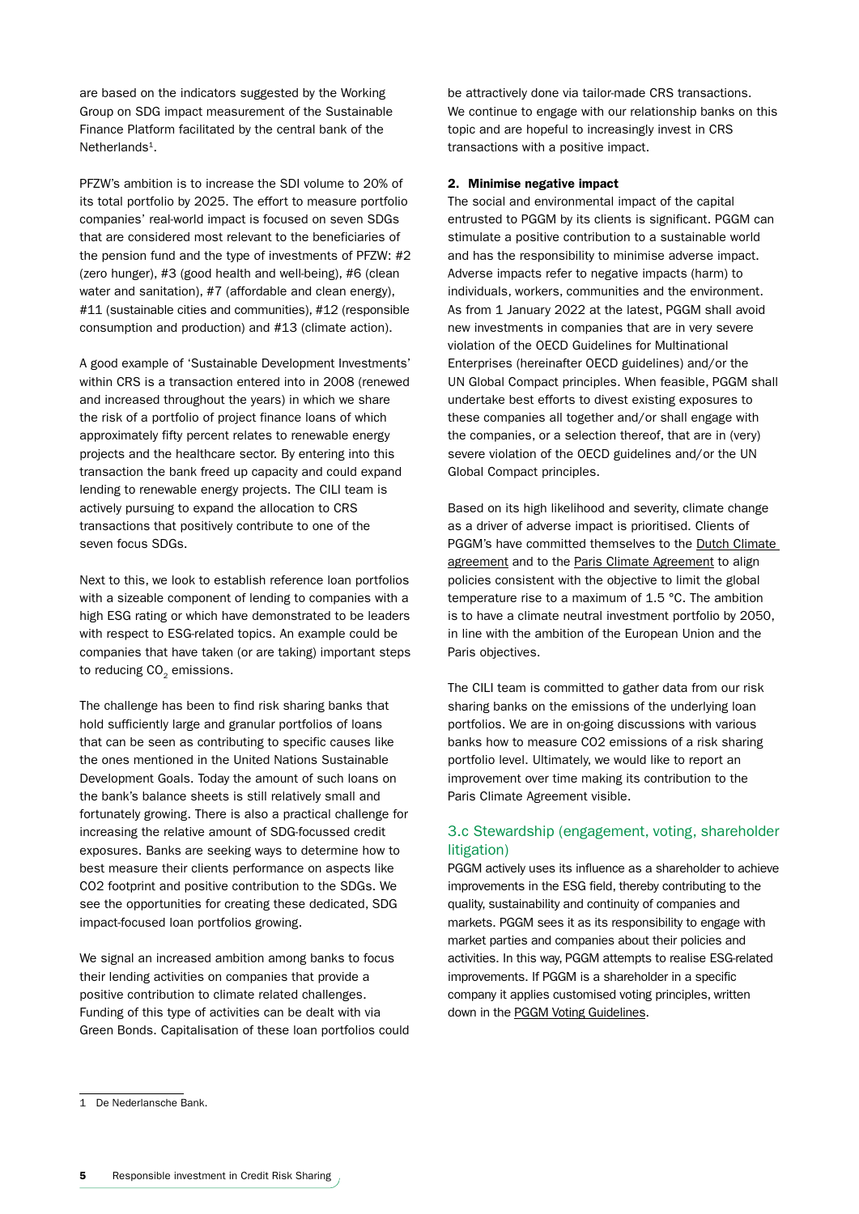are based on the indicators suggested by the Working Group on SDG impact measurement of the Sustainable Finance Platform facilitated by the central bank of the Netherlands[1].

PFZW's ambition is to increase the SDI volume to 20% of its total portfolio by 2025. The effort to measure portfolio companies' real-world impact is focused on seven SDGs that are considered most relevant to the beneficiaries of the pension fund and the type of investments of PFZW: #2 (zero hunger), #3 (good health and well-being), #6 (clean water and sanitation), #7 (affordable and clean energy), #11 (sustainable cities and communities), #12 (responsible consumption and production) and #13 (climate action).

A good example of 'Sustainable Development Investments' within CRS is a transaction entered into in 2008 (renewed and increased throughout the years) in which we share the risk of a portfolio of project finance loans of which approximately fifty percent relates to renewable energy projects and the healthcare sector. By entering into this transaction the bank freed up capacity and could expand lending to renewable energy projects. The CILI team is actively pursuing to expand the allocation to CRS transactions that positively contribute to one of the seven focus SDGs.

Next to this, we look to establish reference loan portfolios with a sizeable component of lending to companies with a high ESG rating or which have demonstrated to be leaders with respect to ESG-related topics. An example could be companies that have taken (or are taking) important steps to reducing $CO_2$ emissions.

The challenge has been to find risk sharing banks that hold sufficiently large and granular portfolios of loans that can be seen as contributing to specific causes like the ones mentioned in the United Nations Sustainable Development Goals. Today the amount of such loans on the bank's balance sheets is still relatively small and fortunately growing. There is also a practical challenge for increasing the relative amount of SDG-focussed credit exposures. Banks are seeking ways to determine how to best measure their clients performance on aspects like CO2 footprint and positive contribution to the SDGs. We see the opportunities for creating these dedicated, SDG impact-focused loan portfolios growing.

We signal an increased ambition among banks to focus their lending activities on companies that provide a positive contribution to climate related challenges. Funding of this type of activities can be dealt with via Green Bonds. Capitalisation of these loan portfolios could be attractively done via tailor-made CRS transactions. We continue to engage with our relationship banks on this topic and are hopeful to increasingly invest in CRS transactions with a positive impact.

**2. Minimise negative impact**

The social and environmental impact of the capital entrusted to PGGM by its clients is significant. PGGM can stimulate a positive contribution to a sustainable world and has the responsibility to minimise adverse impact. Adverse impacts refer to negative impacts (harm) to individuals, workers, communities and the environment. As from 1 January 2022 at the latest, PGGM shall avoid new investments in companies that are in very severe violation of the OECD Guidelines for Multinational Enterprises (hereinafter OECD guidelines) and/or the UN Global Compact principles. When feasible, PGGM shall undertake best efforts to divest existing exposures to these companies all together and/or shall engage with the companies, or a selection thereof, that are in (very) severe violation of the OECD guidelines and/or the UN Global Compact principles.

Based on its high likelihood and severity, climate change as a driver of adverse impact is prioritised. Clients of PGGM's have committed themselves to the Dutch Climate agreement and to the Paris Climate Agreement to align policies consistent with the objective to limit the global temperature rise to a maximum of 1.5 °C. The ambition is to have a climate neutral investment portfolio by 2050, in line with the ambition of the European Union and the Paris objectives.

The CILI team is committed to gather data from our risk sharing banks on the emissions of the underlying loan portfolios. We are in on-going discussions with various banks how to measure CO2 emissions of a risk sharing portfolio level. Ultimately, we would like to report an improvement over time making its contribution to the Paris Climate Agreement visible.

## 3.c Stewardship (engagement, voting, shareholder litigation)

PGGM actively uses its influence as a shareholder to achieve improvements in the ESG field, thereby contributing to the quality, sustainability and continuity of companies and markets. PGGM sees it as its responsibility to engage with market parties and companies about their policies and activities. In this way, PGGM attempts to realise ESG-related improvements. If PGGM is a shareholder in a specific company it applies customised voting principles, written down in the PGGM Voting Guidelines.

---

[1] De Nederlansche Bank.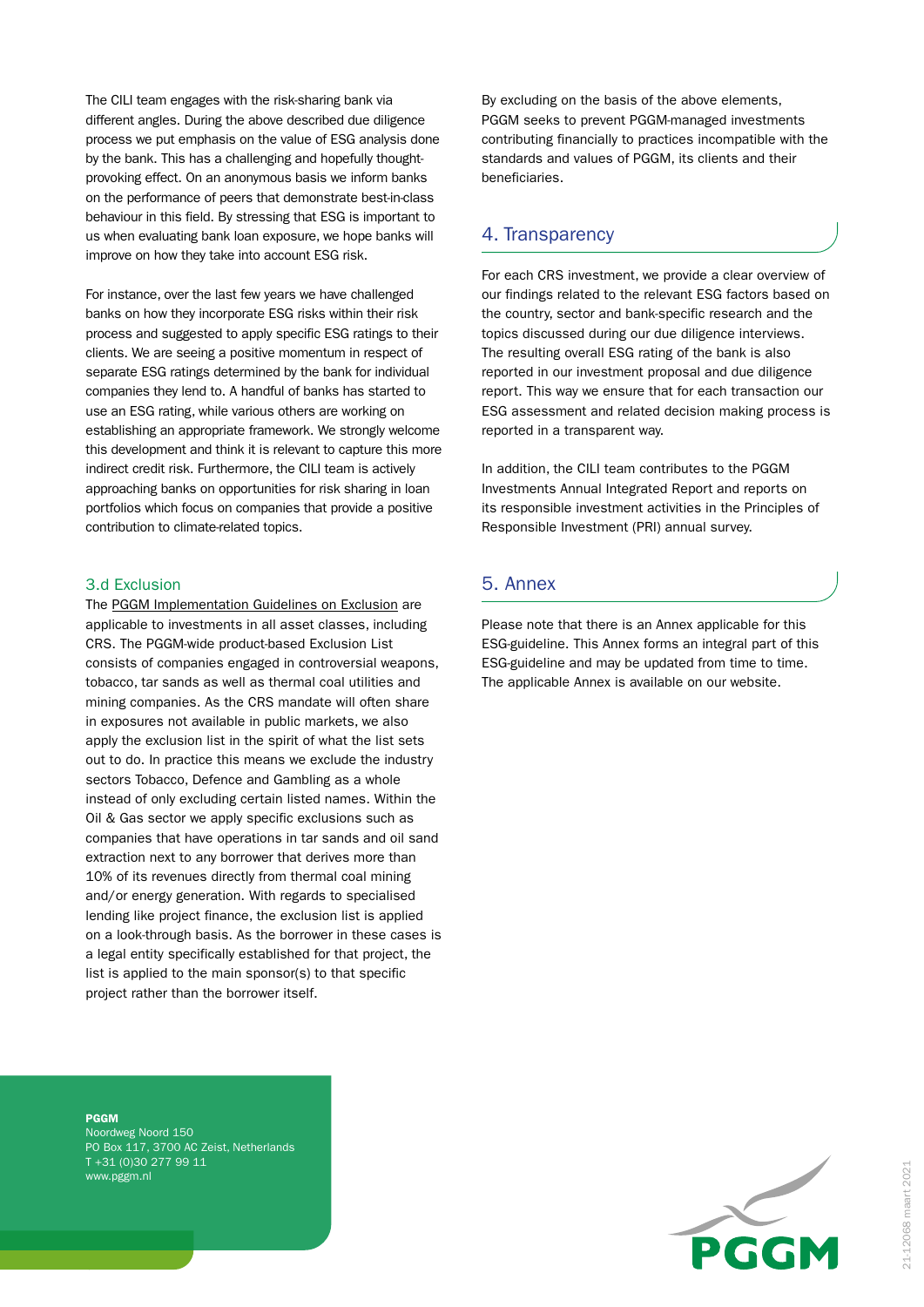The CILI team engages with the risk-sharing bank via different angles. During the above described due diligence process we put emphasis on the value of ESG analysis done by the bank. This has a challenging and hopefully thought-provoking effect. On an anonymous basis we inform banks on the performance of peers that demonstrate best-in-class behaviour in this field. By stressing that ESG is important to us when evaluating bank loan exposure, we hope banks will improve on how they take into account ESG risk.

For instance, over the last few years we have challenged banks on how they incorporate ESG risks within their risk process and suggested to apply specific ESG ratings to their clients. We are seeing a positive momentum in respect of separate ESG ratings determined by the bank for individual companies they lend to. A handful of banks has started to use an ESG rating, while various others are working on establishing an appropriate framework. We strongly welcome this development and think it is relevant to capture this more indirect credit risk. Furthermore, the CILI team is actively approaching banks on opportunities for risk sharing in loan portfolios which focus on companies that provide a positive contribution to climate-related topics.

### 3.d Exclusion

The PGGM Implementation Guidelines on Exclusion are applicable to investments in all asset classes, including CRS. The PGGM-wide product-based Exclusion List consists of companies engaged in controversial weapons, tobacco, tar sands as well as thermal coal utilities and mining companies. As the CRS mandate will often share in exposures not available in public markets, we also apply the exclusion list in the spirit of what the list sets out to do. In practice this means we exclude the industry sectors Tobacco, Defence and Gambling as a whole instead of only excluding certain listed names. Within the Oil & Gas sector we apply specific exclusions such as companies that have operations in tar sands and oil sand extraction next to any borrower that derives more than 10% of its revenues directly from thermal coal mining and/or energy generation. With regards to specialised lending like project finance, the exclusion list is applied on a look-through basis. As the borrower in these cases is a legal entity specifically established for that project, the list is applied to the main sponsor(s) to that specific project rather than the borrower itself.

By excluding on the basis of the above elements, PGGM seeks to prevent PGGM-managed investments contributing financially to practices incompatible with the standards and values of PGGM, its clients and their beneficiaries.

## 4. Transparency

For each CRS investment, we provide a clear overview of our findings related to the relevant ESG factors based on the country, sector and bank-specific research and the topics discussed during our due diligence interviews. The resulting overall ESG rating of the bank is also reported in our investment proposal and due diligence report. This way we ensure that for each transaction our ESG assessment and related decision making process is reported in a transparent way.

In addition, the CILI team contributes to the PGGM Investments Annual Integrated Report and reports on its responsible investment activities in the Principles of Responsible Investment (PRI) annual survey.

## 5. Annex

Please note that there is an Annex applicable for this ESG-guideline. This Annex forms an integral part of this ESG-guideline and may be updated from time to time. The applicable Annex is available on our website.

**PGGM**
Noordweg Noord 150
PO Box 117, 3700 AC Zeist, Netherlands
T +31 (0)30 277 99 11
www.pggm.nl

21-12068 maart 2021